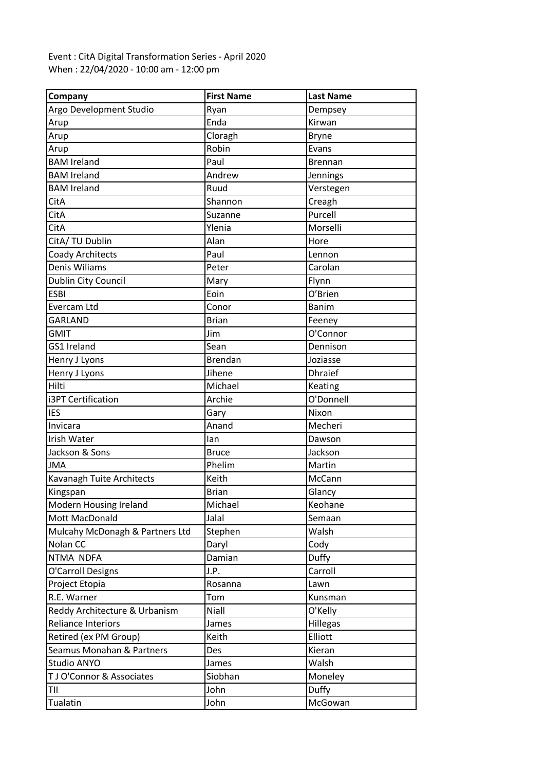Event : CitA Digital Transformation Series - April 2020
When : 22/04/2020 - 10:00 am - 12:00 pm

| Company | First Name | Last Name |
|---|---|---|
| Argo Development Studio | Ryan | Dempsey |
| Arup | Enda | Kirwan |
| Arup | Cloragh | Bryne |
| Arup | Robin | Evans |
| BAM Ireland | Paul | Brennan |
| BAM Ireland | Andrew | Jennings |
| BAM Ireland | Ruud | Verstegen |
| CitA | Shannon | Creagh |
| CitA | Suzanne | Purcell |
| CitA | Ylenia | Morselli |
| CitA/ TU Dublin | Alan | Hore |
| Coady Architects | Paul | Lennon |
| Denis Wiliams | Peter | Carolan |
| Dublin City Council | Mary | Flynn |
| ESBI | Eoin | O'Brien |
| Evercam Ltd | Conor | Banim |
| GARLAND | Brian | Feeney |
| GMIT | Jim | O'Connor |
| GS1 Ireland | Sean | Dennison |
| Henry J Lyons | Brendan | Joziasse |
| Henry J Lyons | Jihene | Dhraief |
| Hilti | Michael | Keating |
| i3PT Certification | Archie | O'Donnell |
| IES | Gary | Nixon |
| Invicara | Anand | Mecheri |
| Irish Water | Ian | Dawson |
| Jackson & Sons | Bruce | Jackson |
| JMA | Phelim | Martin |
| Kavanagh Tuite Architects | Keith | McCann |
| Kingspan | Brian | Glancy |
| Modern Housing Ireland | Michael | Keohane |
| Mott MacDonald | Jalal | Semaan |
| Mulcahy McDonagh & Partners Ltd | Stephen | Walsh |
| Nolan CC | Daryl | Cody |
| NTMA NDFA | Damian | Duffy |
| O'Carroll Designs | J.P. | Carroll |
| Project Etopia | Rosanna | Lawn |
| R.E. Warner | Tom | Kunsman |
| Reddy Architecture & Urbanism | Niall | O'Kelly |
| Reliance Interiors | James | Hillegas |
| Retired (ex PM Group) | Keith | Elliott |
| Seamus Monahan & Partners | Des | Kieran |
| Studio ANYO | James | Walsh |
| T J O'Connor & Associates | Siobhan | Moneley |
| TII | John | Duffy |
| Tualatin | John | McGowan |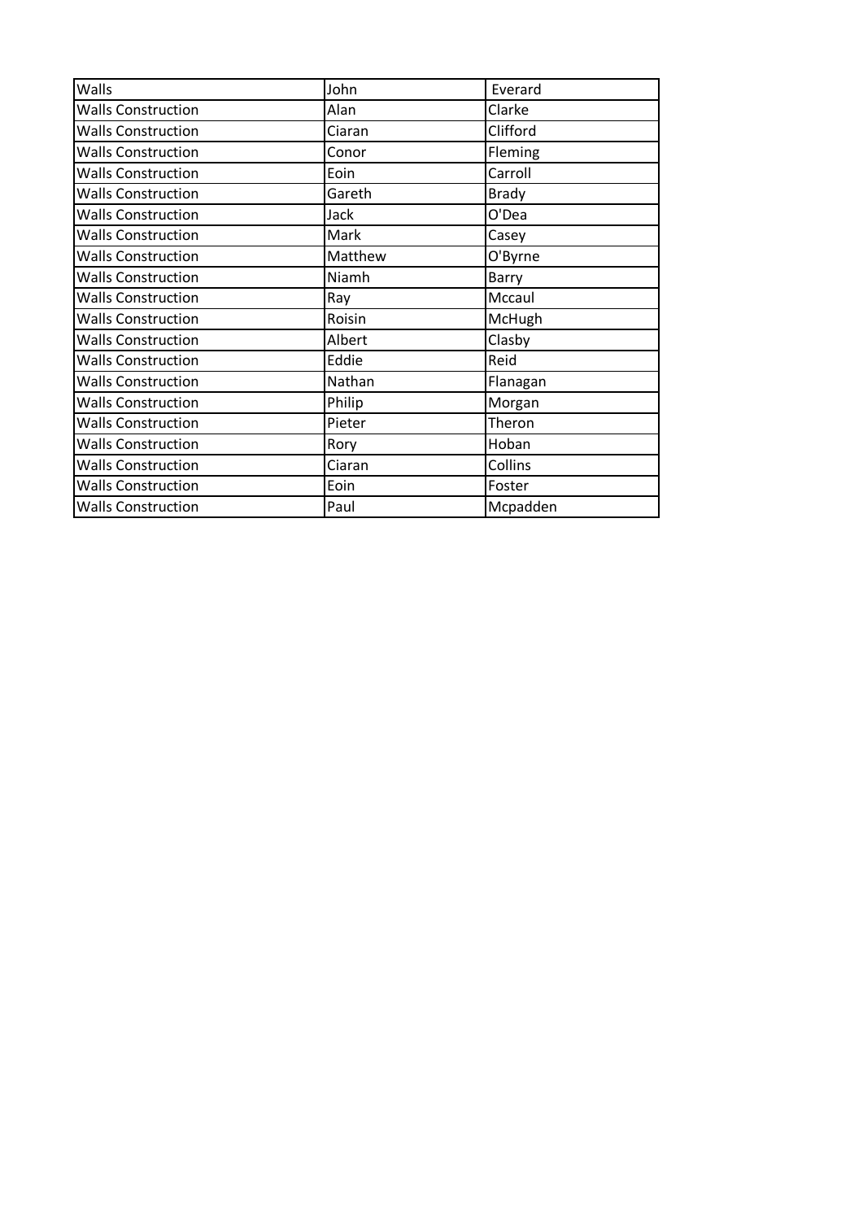| | | |
|---|---|---|
| Walls | John | Everard |
| Walls Construction | Alan | Clarke |
| Walls Construction | Ciaran | Clifford |
| Walls Construction | Conor | Fleming |
| Walls Construction | Eoin | Carroll |
| Walls Construction | Gareth | Brady |
| Walls Construction | Jack | O'Dea |
| Walls Construction | Mark | Casey |
| Walls Construction | Matthew | O'Byrne |
| Walls Construction | Niamh | Barry |
| Walls Construction | Ray | Mccaul |
| Walls Construction | Roisin | McHugh |
| Walls Construction | Albert | Clasby |
| Walls Construction | Eddie | Reid |
| Walls Construction | Nathan | Flanagan |
| Walls Construction | Philip | Morgan |
| Walls Construction | Pieter | Theron |
| Walls Construction | Rory | Hoban |
| Walls Construction | Ciaran | Collins |
| Walls Construction | Eoin | Foster |
| Walls Construction | Paul | Mcpadden |